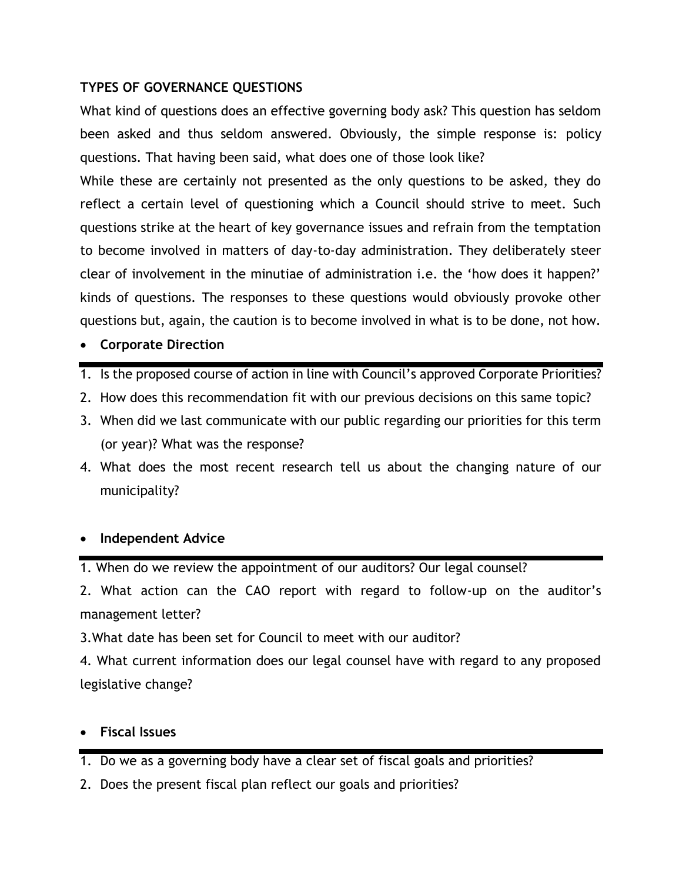**TYPES OF GOVERNANCE QUESTIONS**

What kind of questions does an effective governing body ask? This question has seldom been asked and thus seldom answered. Obviously, the simple response is: policy questions. That having been said, what does one of those look like?

While these are certainly not presented as the only questions to be asked, they do reflect a certain level of questioning which a Council should strive to meet. Such questions strike at the heart of key governance issues and refrain from the temptation to become involved in matters of day-to-day administration. They deliberately steer clear of involvement in the minutiae of administration i.e. the 'how does it happen?' kinds of questions. The responses to these questions would obviously provoke other questions but, again, the caution is to become involved in what is to be done, not how.

- **Corporate Direction**

---

1. Is the proposed course of action in line with Council's approved Corporate Priorities?
2. How does this recommendation fit with our previous decisions on this same topic?
3. When did we last communicate with our public regarding our priorities for this term (or year)? What was the response?
4. What does the most recent research tell us about the changing nature of our municipality?

- **Independent Advice**

---

1. When do we review the appointment of our auditors? Our legal counsel?

2. What action can the CAO report with regard to follow-up on the auditor's management letter?

3. What date has been set for Council to meet with our auditor?

4. What current information does our legal counsel have with regard to any proposed legislative change?

- **Fiscal Issues**

---

1. Do we as a governing body have a clear set of fiscal goals and priorities?
2. Does the present fiscal plan reflect our goals and priorities?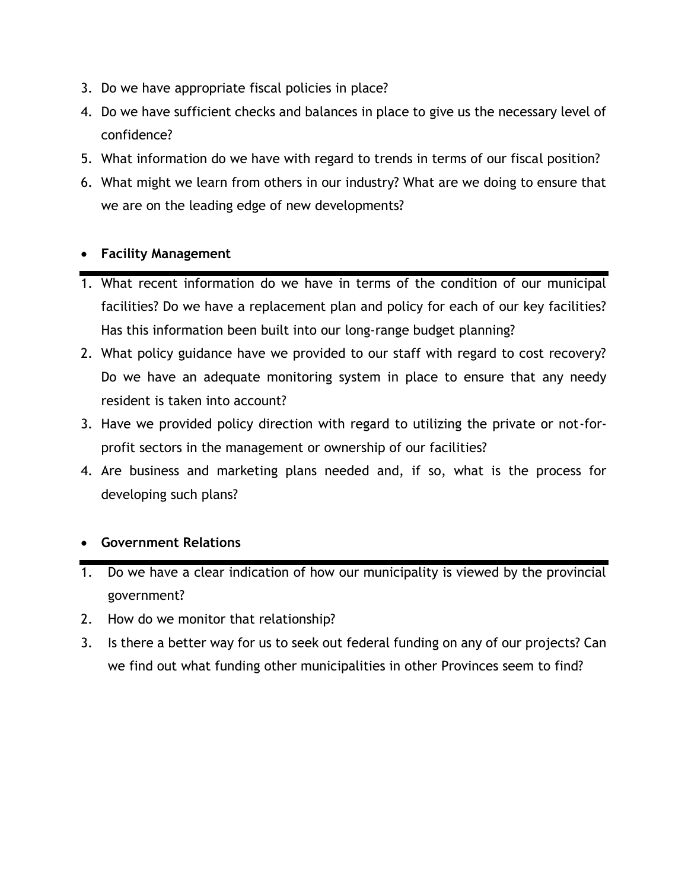3. Do we have appropriate fiscal policies in place?
4. Do we have sufficient checks and balances in place to give us the necessary level of confidence?
5. What information do we have with regard to trends in terms of our fiscal position?
6. What might we learn from others in our industry? What are we doing to ensure that we are on the leading edge of new developments?

- **Facility Management**

---

1. What recent information do we have in terms of the condition of our municipal facilities? Do we have a replacement plan and policy for each of our key facilities? Has this information been built into our long-range budget planning?
2. What policy guidance have we provided to our staff with regard to cost recovery? Do we have an adequate monitoring system in place to ensure that any needy resident is taken into account?
3. Have we provided policy direction with regard to utilizing the private or not-for-profit sectors in the management or ownership of our facilities?
4. Are business and marketing plans needed and, if so, what is the process for developing such plans?

- **Government Relations**

---

1. Do we have a clear indication of how our municipality is viewed by the provincial government?
2. How do we monitor that relationship?
3. Is there a better way for us to seek out federal funding on any of our projects? Can we find out what funding other municipalities in other Provinces seem to find?